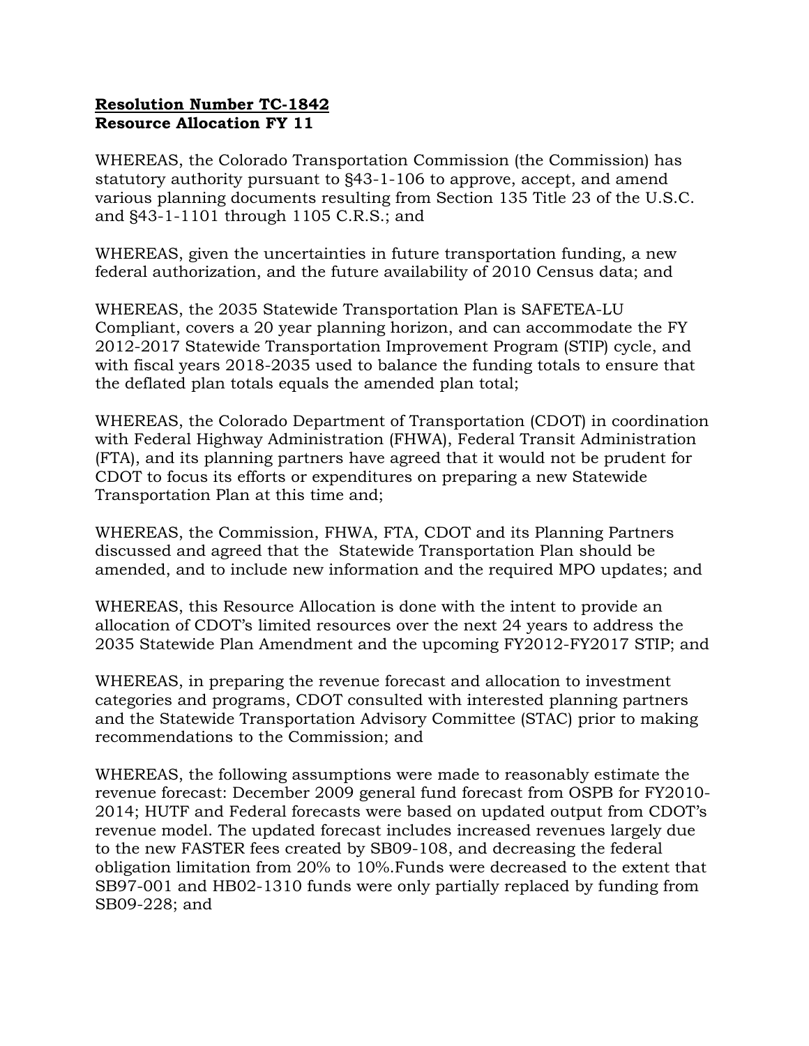**Resolution Number TC-1842**
**Resource Allocation FY 11**

WHEREAS, the Colorado Transportation Commission (the Commission) has statutory authority pursuant to §43-1-106 to approve, accept, and amend various planning documents resulting from Section 135 Title 23 of the U.S.C. and §43-1-1101 through 1105 C.R.S.; and

WHEREAS, given the uncertainties in future transportation funding, a new federal authorization, and the future availability of 2010 Census data; and

WHEREAS, the 2035 Statewide Transportation Plan is SAFETEA-LU Compliant, covers a 20 year planning horizon, and can accommodate the FY 2012-2017 Statewide Transportation Improvement Program (STIP) cycle, and with fiscal years 2018-2035 used to balance the funding totals to ensure that the deflated plan totals equals the amended plan total;

WHEREAS, the Colorado Department of Transportation (CDOT) in coordination with Federal Highway Administration (FHWA), Federal Transit Administration (FTA), and its planning partners have agreed that it would not be prudent for CDOT to focus its efforts or expenditures on preparing a new Statewide Transportation Plan at this time and;

WHEREAS, the Commission, FHWA, FTA, CDOT and its Planning Partners discussed and agreed that the Statewide Transportation Plan should be amended, and to include new information and the required MPO updates; and

WHEREAS, this Resource Allocation is done with the intent to provide an allocation of CDOT's limited resources over the next 24 years to address the 2035 Statewide Plan Amendment and the upcoming FY2012-FY2017 STIP; and

WHEREAS, in preparing the revenue forecast and allocation to investment categories and programs, CDOT consulted with interested planning partners and the Statewide Transportation Advisory Committee (STAC) prior to making recommendations to the Commission; and

WHEREAS, the following assumptions were made to reasonably estimate the revenue forecast: December 2009 general fund forecast from OSPB for FY2010-2014; HUTF and Federal forecasts were based on updated output from CDOT's revenue model. The updated forecast includes increased revenues largely due to the new FASTER fees created by SB09-108, and decreasing the federal obligation limitation from 20% to 10%.Funds were decreased to the extent that SB97-001 and HB02-1310 funds were only partially replaced by funding from SB09-228; and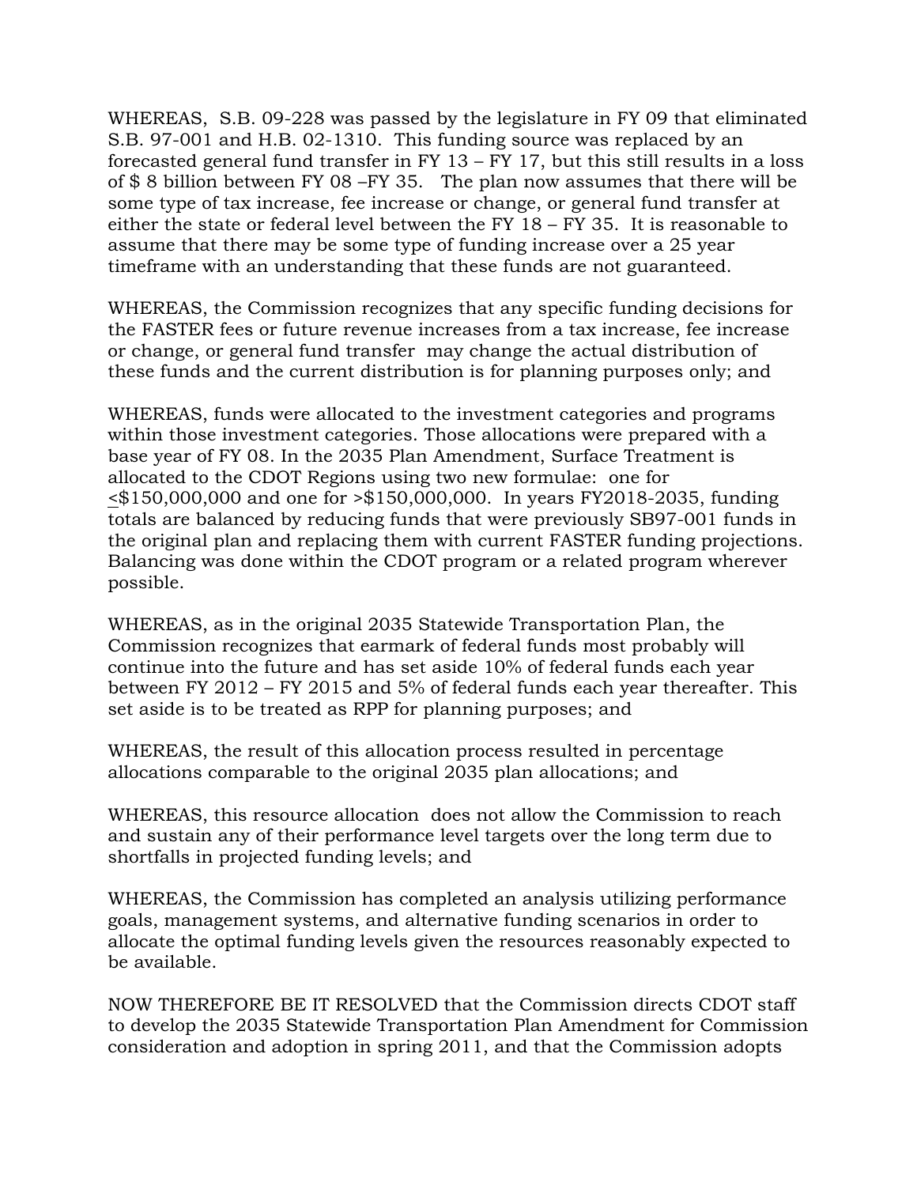WHEREAS, S.B. 09-228 was passed by the legislature in FY 09 that eliminated S.B. 97-001 and H.B. 02-1310. This funding source was replaced by an forecasted general fund transfer in FY 13 – FY 17, but this still results in a loss of $ 8 billion between FY 08 –FY 35. The plan now assumes that there will be some type of tax increase, fee increase or change, or general fund transfer at either the state or federal level between the FY 18 – FY 35. It is reasonable to assume that there may be some type of funding increase over a 25 year timeframe with an understanding that these funds are not guaranteed.

WHEREAS, the Commission recognizes that any specific funding decisions for the FASTER fees or future revenue increases from a tax increase, fee increase or change, or general fund transfer may change the actual distribution of these funds and the current distribution is for planning purposes only; and

WHEREAS, funds were allocated to the investment categories and programs within those investment categories. Those allocations were prepared with a base year of FY 08. In the 2035 Plan Amendment, Surface Treatment is allocated to the CDOT Regions using two new formulae: one for ≤$150,000,000 and one for >$150,000,000. In years FY2018-2035, funding totals are balanced by reducing funds that were previously SB97-001 funds in the original plan and replacing them with current FASTER funding projections. Balancing was done within the CDOT program or a related program wherever possible.

WHEREAS, as in the original 2035 Statewide Transportation Plan, the Commission recognizes that earmark of federal funds most probably will continue into the future and has set aside 10% of federal funds each year between FY 2012 – FY 2015 and 5% of federal funds each year thereafter. This set aside is to be treated as RPP for planning purposes; and

WHEREAS, the result of this allocation process resulted in percentage allocations comparable to the original 2035 plan allocations; and

WHEREAS, this resource allocation does not allow the Commission to reach and sustain any of their performance level targets over the long term due to shortfalls in projected funding levels; and

WHEREAS, the Commission has completed an analysis utilizing performance goals, management systems, and alternative funding scenarios in order to allocate the optimal funding levels given the resources reasonably expected to be available.

NOW THEREFORE BE IT RESOLVED that the Commission directs CDOT staff to develop the 2035 Statewide Transportation Plan Amendment for Commission consideration and adoption in spring 2011, and that the Commission adopts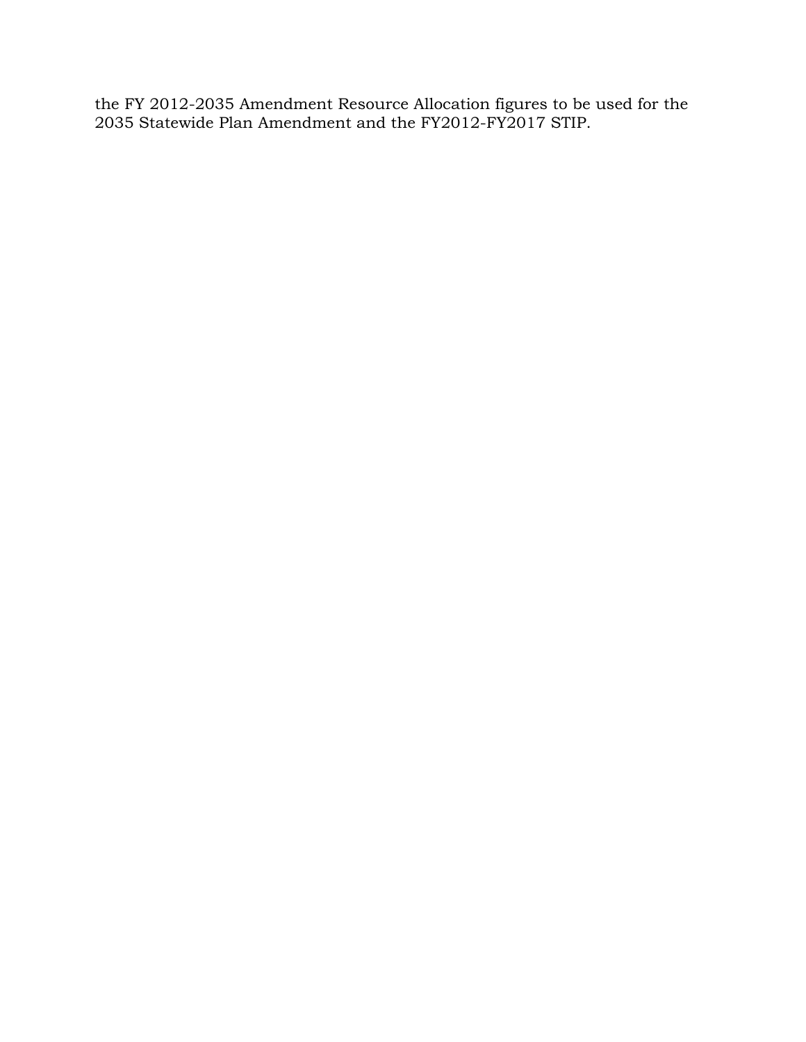the FY 2012-2035 Amendment Resource Allocation figures to be used for the 2035 Statewide Plan Amendment and the FY2012-FY2017 STIP.